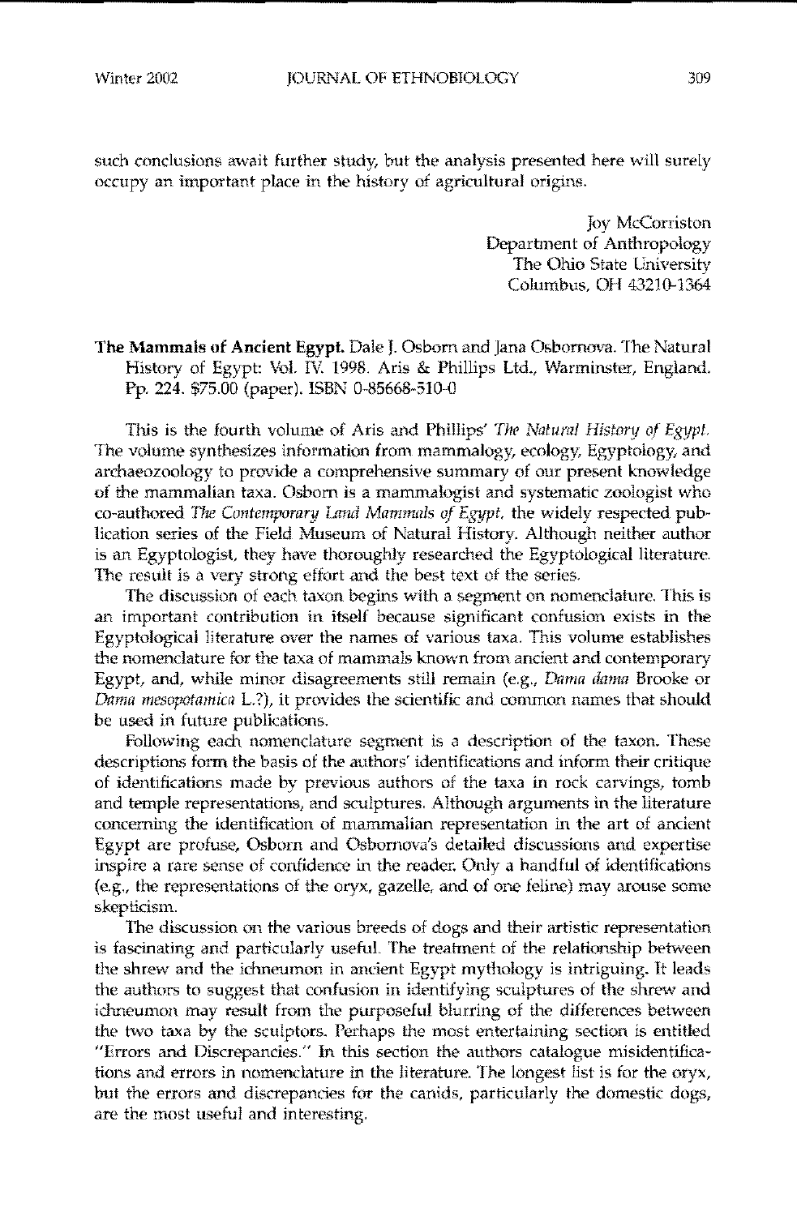such conclusions await further study, but the analysis presented here will surely occupy an important place in the history of agricultural origins.

Joy McCorriston
Department of Anthropology
The Ohio State University
Columbus, OH 43210-1364

**The Mammals of Ancient Egypt.** Dale J. Osborn and Jana Osbornova. The Natural History of Egypt: Vol. IV. 1998. Aris & Phillips Ltd., Warminster, England. Pp. 224. $75.00 (paper). ISBN 0-85668-510-0

This is the fourth volume of Aris and Phillips' *The Natural History of Egypt*. The volume synthesizes information from mammalogy, ecology, Egyptology, and archaeozoology to provide a comprehensive summary of our present knowledge of the mammalian taxa. Osborn is a mammalogist and systematic zoologist who co-authored *The Contemporary Land Mammals of Egypt*, the widely respected publication series of the Field Museum of Natural History. Although neither author is an Egyptologist, they have thoroughly researched the Egyptological literature. The result is a very strong effort and the best text of the series.

The discussion of each taxon begins with a segment on nomenclature. This is an important contribution in itself because significant confusion exists in the Egyptological literature over the names of various taxa. This volume establishes the nomenclature for the taxa of mammals known from ancient and contemporary Egypt, and, while minor disagreements still remain (e.g., *Dama dama* Brooke or *Dama mesopotamica* L.?), it provides the scientific and common names that should be used in future publications.

Following each nomenclature segment is a description of the taxon. These descriptions form the basis of the authors' identifications and inform their critique of identifications made by previous authors of the taxa in rock carvings, tomb and temple representations, and sculptures. Although arguments in the literature concerning the identification of mammalian representation in the art of ancient Egypt are profuse, Osborn and Osbornova's detailed discussions and expertise inspire a rare sense of confidence in the reader. Only a handful of identifications (e.g., the representations of the oryx, gazelle, and of one feline) may arouse some skepticism.

The discussion on the various breeds of dogs and their artistic representation is fascinating and particularly useful. The treatment of the relationship between the shrew and the ichneumon in ancient Egypt mythology is intriguing. It leads the authors to suggest that confusion in identifying sculptures of the shrew and ichneumon may result from the purposeful blurring of the differences between the two taxa by the sculptors. Perhaps the most entertaining section is entitled "Errors and Discrepancies." In this section the authors catalogue misidentifications and errors in nomenclature in the literature. The longest list is for the oryx, but the errors and discrepancies for the canids, particularly the domestic dogs, are the most useful and interesting.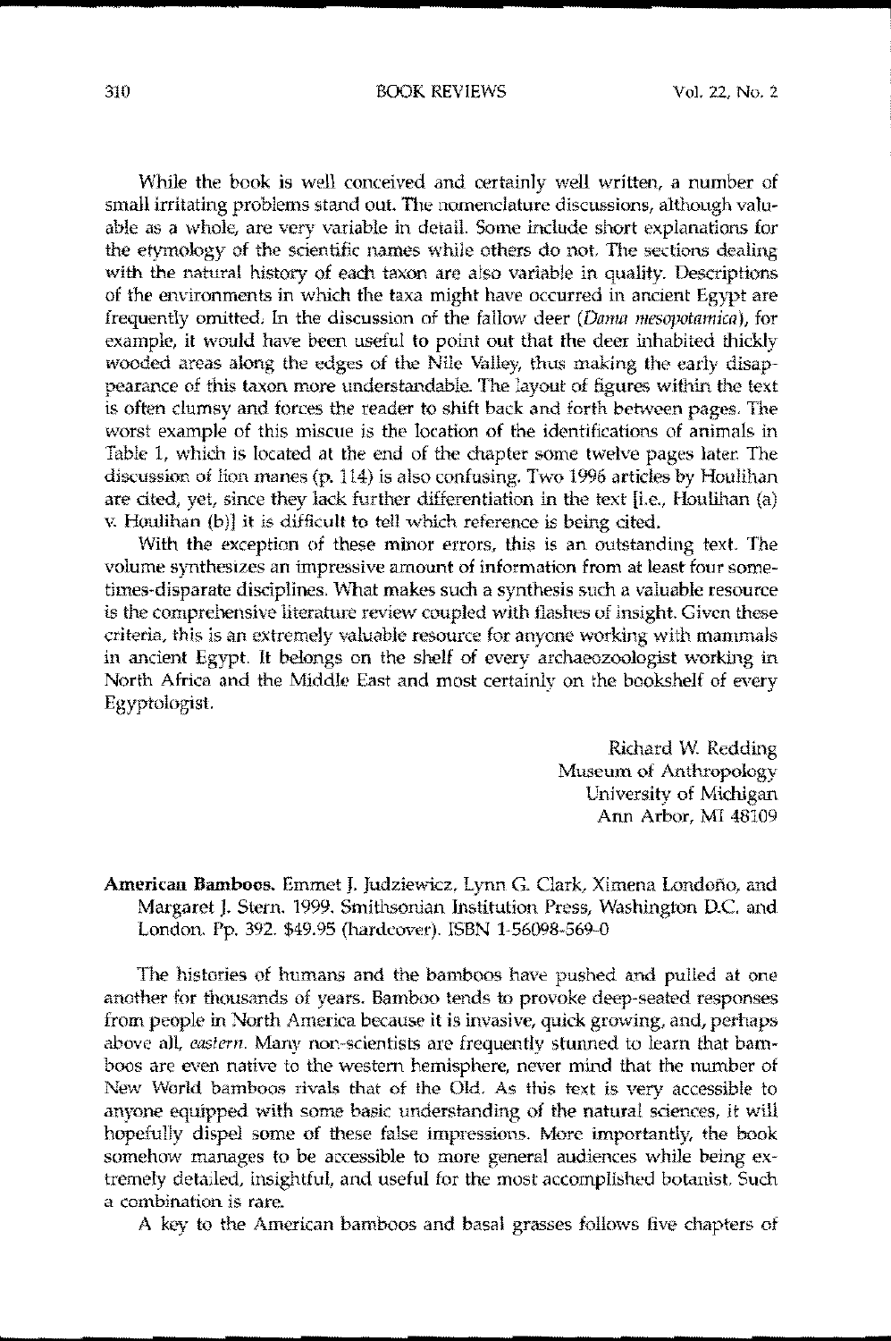While the book is well conceived and certainly well written, a number of small irritating problems stand out. The nomenclature discussions, although valuable as a whole, are very variable in detail. Some include short explanations for the etymology of the scientific names while others do not. The sections dealing with the natural history of each taxon are also variable in quality. Descriptions of the environments in which the taxa might have occurred in ancient Egypt are frequently omitted. In the discussion of the fallow deer (*Dama mesopotamica*), for example, it would have been useful to point out that the deer inhabited thickly wooded areas along the edges of the Nile Valley, thus making the early disappearance of this taxon more understandable. The layout of figures within the text is often clumsy and forces the reader to shift back and forth between pages. The worst example of this miscue is the location of the identifications of animals in Table 1, which is located at the end of the chapter some twelve pages later. The discussion of lion manes (p. 114) is also confusing. Two 1996 articles by Houlihan are cited, yet, since they lack further differentiation in the text [i.e., Houlihan (a) v. Houlihan (b)] it is difficult to tell which reference is being cited.

With the exception of these minor errors, this is an outstanding text. The volume synthesizes an impressive amount of information from at least four sometimes-disparate disciplines. What makes such a synthesis such a valuable resource is the comprehensive literature review coupled with flashes of insight. Given these criteria, this is an extremely valuable resource for anyone working with mammals in ancient Egypt. It belongs on the shelf of every archaeozoologist working in North Africa and the Middle East and most certainly on the bookshelf of every Egyptologist.

Richard W. Redding
Museum of Anthropology
University of Michigan
Ann Arbor, MI 48109

**American Bamboos.** Emmet J. Judziewicz, Lynn G. Clark, Ximena Londoño, and Margaret J. Stern. 1999. Smithsonian Institution Press, Washington D.C. and London. Pp. 392. $49.95 (hardcover). ISBN 1-56098-569-0

The histories of humans and the bamboos have pushed and pulled at one another for thousands of years. Bamboo tends to provoke deep-seated responses from people in North America because it is invasive, quick growing, and, perhaps above all, *eastern*. Many non-scientists are frequently stunned to learn that bamboos are even native to the western hemisphere, never mind that the number of New World bamboos rivals that of the Old. As this text is very accessible to anyone equipped with some basic understanding of the natural sciences, it will hopefully dispel some of these false impressions. More importantly, the book somehow manages to be accessible to more general audiences while being extremely detailed, insightful, and useful for the most accomplished botanist. Such a combination is rare.

A key to the American bamboos and basal grasses follows five chapters of